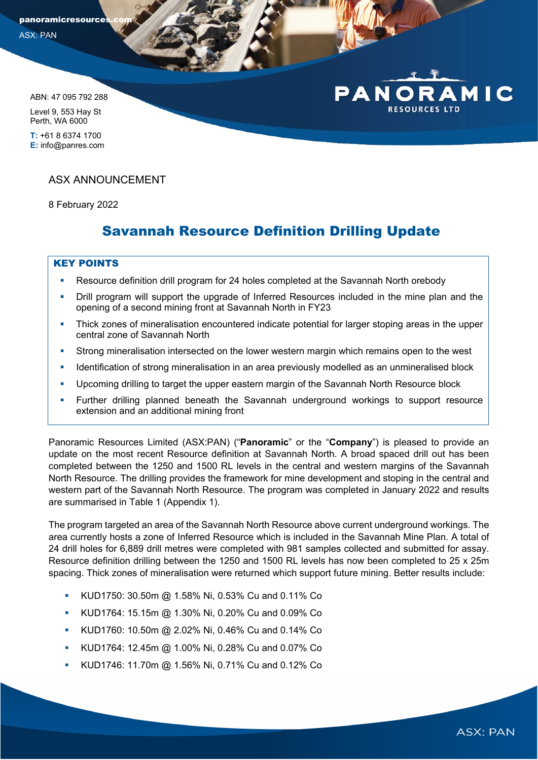ABN: 47 095 792 288

Level 9, 553 Hay St
Perth, WA 6000

**T:** +61 8 6374 1700
**E:** info@panres.com

ASX ANNOUNCEMENT

8 February 2022

# Savannah Resource Definition Drilling Update

## KEY POINTS

- Resource definition drill program for 24 holes completed at the Savannah North orebody
- Drill program will support the upgrade of Inferred Resources included in the mine plan and the opening of a second mining front at Savannah North in FY23
- Thick zones of mineralisation encountered indicate potential for larger stoping areas in the upper central zone of Savannah North
- Strong mineralisation intersected on the lower western margin which remains open to the west
- Identification of strong mineralisation in an area previously modelled as an unmineralised block
- Upcoming drilling to target the upper eastern margin of the Savannah North Resource block
- Further drilling planned beneath the Savannah underground workings to support resource extension and an additional mining front

Panoramic Resources Limited (ASX:PAN) ("**Panoramic**" or the "**Company**") is pleased to provide an update on the most recent Resource definition at Savannah North. A broad spaced drill out has been completed between the 1250 and 1500 RL levels in the central and western margins of the Savannah North Resource. The drilling provides the framework for mine development and stoping in the central and western part of the Savannah North Resource. The program was completed in January 2022 and results are summarised in Table 1 (Appendix 1).

The program targeted an area of the Savannah North Resource above current underground workings. The area currently hosts a zone of Inferred Resource which is included in the Savannah Mine Plan. A total of 24 drill holes for 6,889 drill metres were completed with 981 samples collected and submitted for assay. Resource definition drilling between the 1250 and 1500 RL levels has now been completed to 25 x 25m spacing. Thick zones of mineralisation were returned which support future mining. Better results include:

- KUD1750: 30.50m @ 1.58% Ni, 0.53% Cu and 0.11% Co
- KUD1764: 15.15m @ 1.30% Ni, 0.20% Cu and 0.09% Co
- KUD1760: 10.50m @ 2.02% Ni, 0.46% Cu and 0.14% Co
- KUD1764: 12.45m @ 1.00% Ni, 0.28% Cu and 0.07% Co
- KUD1746: 11.70m @ 1.56% Ni, 0.71% Cu and 0.12% Co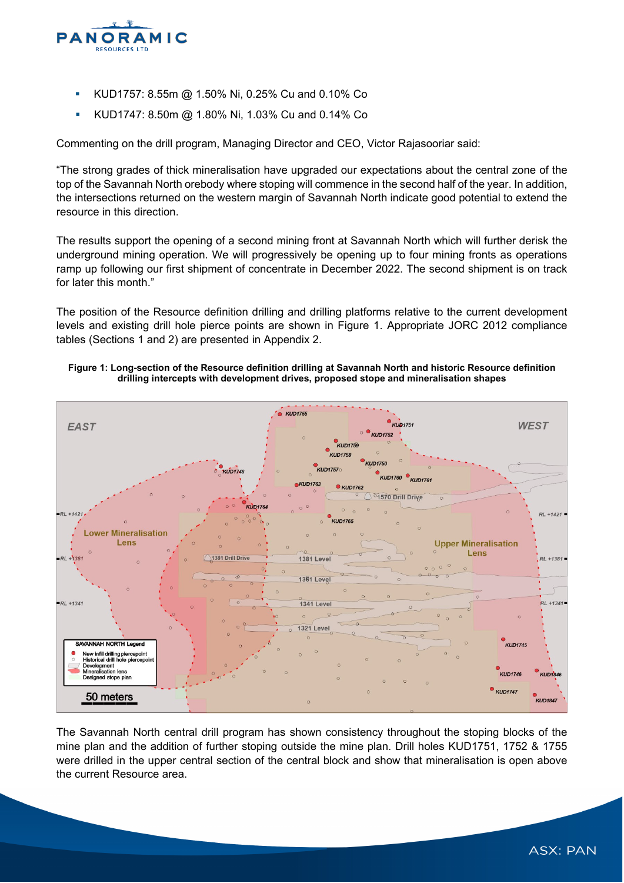- KUD1757: 8.55m @ 1.50% Ni, 0.25% Cu and 0.10% Co
- KUD1747: 8.50m @ 1.80% Ni, 1.03% Cu and 0.14% Co

Commenting on the drill program, Managing Director and CEO, Victor Rajasooriar said:

"The strong grades of thick mineralisation have upgraded our expectations about the central zone of the top of the Savannah North orebody where stoping will commence in the second half of the year. In addition, the intersections returned on the western margin of Savannah North indicate good potential to extend the resource in this direction.

The results support the opening of a second mining front at Savannah North which will further derisk the underground mining operation. We will progressively be opening up to four mining fronts as operations ramp up following our first shipment of concentrate in December 2022. The second shipment is on track for later this month."

The position of the Resource definition drilling and drilling platforms relative to the current development levels and existing drill hole pierce points are shown in Figure 1. Appropriate JORC 2012 compliance tables (Sections 1 and 2) are presented in Appendix 2.

**Figure 1: Long-section of the Resource definition drilling at Savannah North and historic Resource definition drilling intercepts with development drives, proposed stope and mineralisation shapes**

The Savannah North central drill program has shown consistency throughout the stoping blocks of the mine plan and the addition of further stoping outside the mine plan. Drill holes KUD1751, 1752 & 1755 were drilled in the upper central section of the central block and show that mineralisation is open above the current Resource area.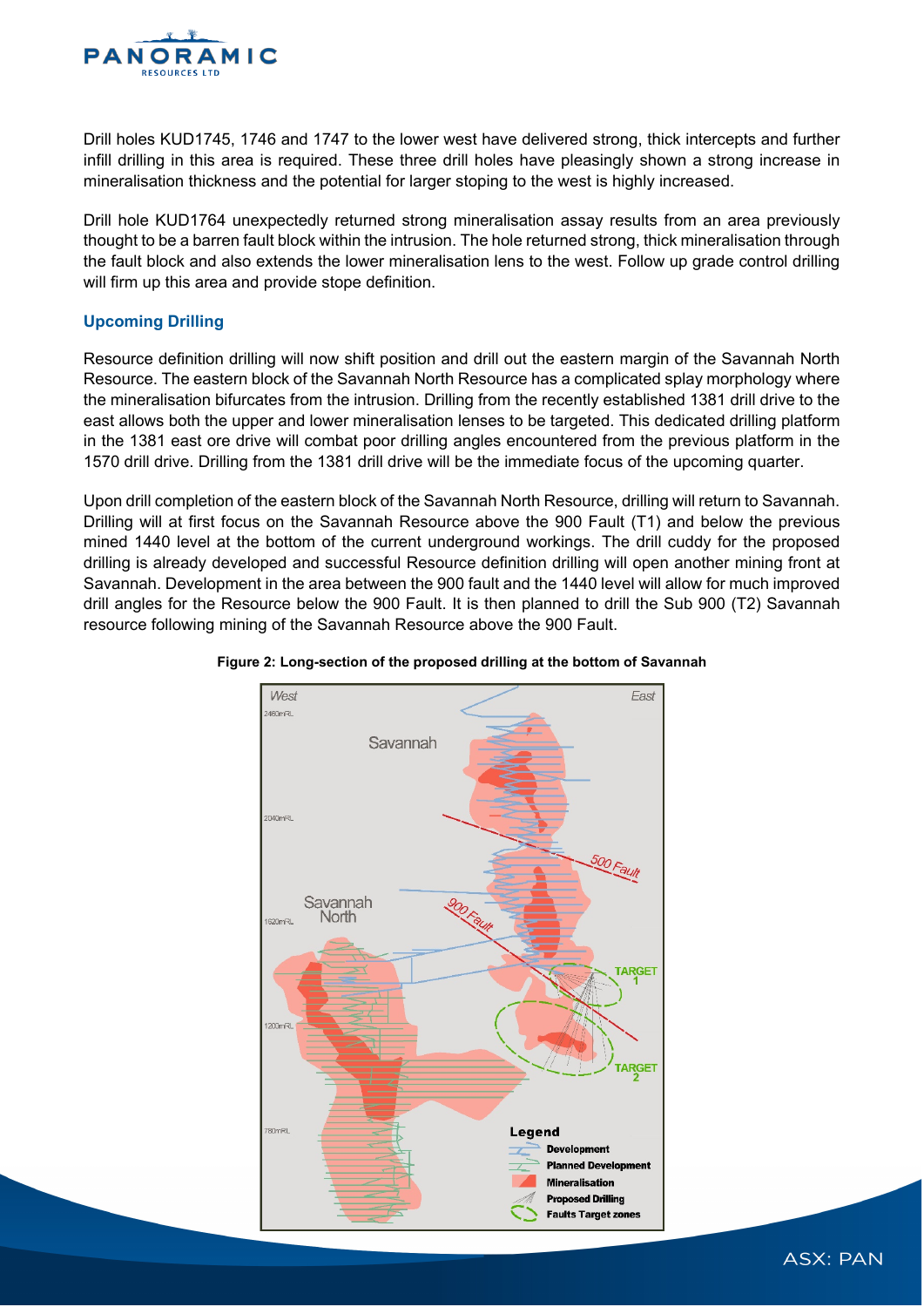Drill holes KUD1745, 1746 and 1747 to the lower west have delivered strong, thick intercepts and further infill drilling in this area is required. These three drill holes have pleasingly shown a strong increase in mineralisation thickness and the potential for larger stoping to the west is highly increased.

Drill hole KUD1764 unexpectedly returned strong mineralisation assay results from an area previously thought to be a barren fault block within the intrusion. The hole returned strong, thick mineralisation through the fault block and also extends the lower mineralisation lens to the west. Follow up grade control drilling will firm up this area and provide stope definition.

### Upcoming Drilling

Resource definition drilling will now shift position and drill out the eastern margin of the Savannah North Resource. The eastern block of the Savannah North Resource has a complicated splay morphology where the mineralisation bifurcates from the intrusion. Drilling from the recently established 1381 drill drive to the east allows both the upper and lower mineralisation lenses to be targeted. This dedicated drilling platform in the 1381 east ore drive will combat poor drilling angles encountered from the previous platform in the 1570 drill drive. Drilling from the 1381 drill drive will be the immediate focus of the upcoming quarter.

Upon drill completion of the eastern block of the Savannah North Resource, drilling will return to Savannah. Drilling will at first focus on the Savannah Resource above the 900 Fault (T1) and below the previous mined 1440 level at the bottom of the current underground workings. The drill cuddy for the proposed drilling is already developed and successful Resource definition drilling will open another mining front at Savannah. Development in the area between the 900 fault and the 1440 level will allow for much improved drill angles for the Resource below the 900 Fault. It is then planned to drill the Sub 900 (T2) Savannah resource following mining of the Savannah Resource above the 900 Fault.

**Figure 2: Long-section of the proposed drilling at the bottom of Savannah**

West
East
2460mRL
Savannah
2040mRL
500 Fault
Savannah North
900 Fault
1620mRL
TARGET 1
1200mRL
TARGET 2
780mRL
Legend
Development
Planned Development
Mineralisation
Proposed Drilling
Faults Target zones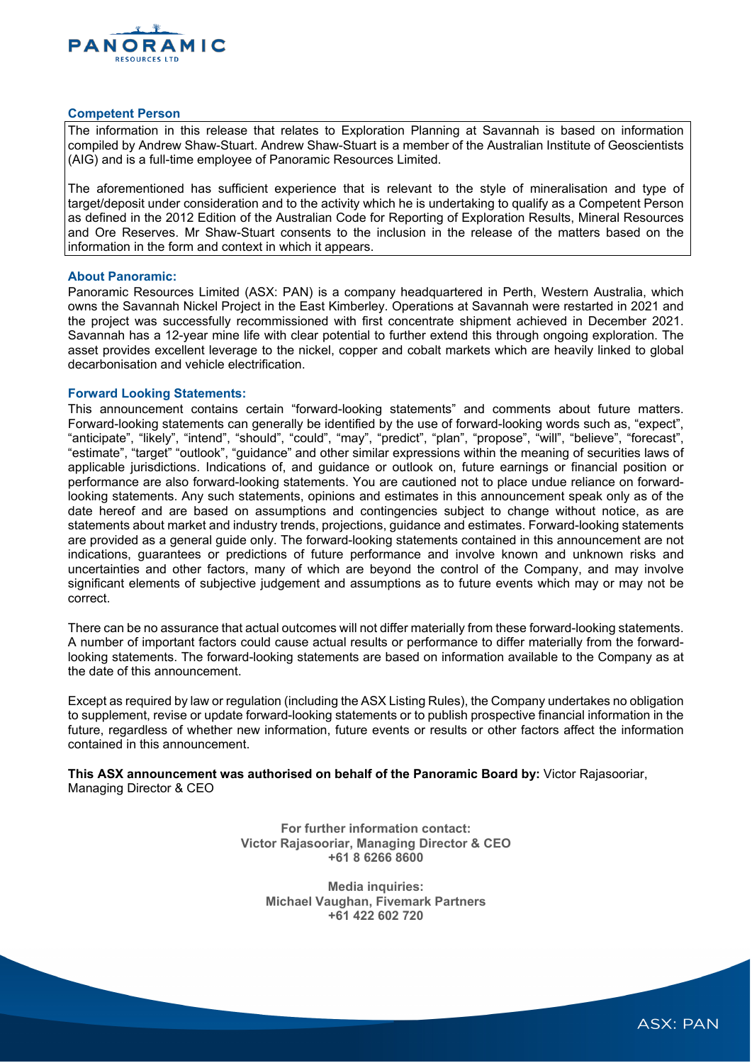### Competent Person

The information in this release that relates to Exploration Planning at Savannah is based on information compiled by Andrew Shaw-Stuart. Andrew Shaw-Stuart is a member of the Australian Institute of Geoscientists (AIG) and is a full-time employee of Panoramic Resources Limited.

The aforementioned has sufficient experience that is relevant to the style of mineralisation and type of target/deposit under consideration and to the activity which he is undertaking to qualify as a Competent Person as defined in the 2012 Edition of the Australian Code for Reporting of Exploration Results, Mineral Resources and Ore Reserves. Mr Shaw-Stuart consents to the inclusion in the release of the matters based on the information in the form and context in which it appears.

### About Panoramic:

Panoramic Resources Limited (ASX: PAN) is a company headquartered in Perth, Western Australia, which owns the Savannah Nickel Project in the East Kimberley. Operations at Savannah were restarted in 2021 and the project was successfully recommissioned with first concentrate shipment achieved in December 2021. Savannah has a 12-year mine life with clear potential to further extend this through ongoing exploration. The asset provides excellent leverage to the nickel, copper and cobalt markets which are heavily linked to global decarbonisation and vehicle electrification.

### Forward Looking Statements:

This announcement contains certain "forward-looking statements" and comments about future matters. Forward-looking statements can generally be identified by the use of forward-looking words such as, "expect", "anticipate", "likely", "intend", "should", "could", "may", "predict", "plan", "propose", "will", "believe", "forecast", "estimate", "target" "outlook", "guidance" and other similar expressions within the meaning of securities laws of applicable jurisdictions. Indications of, and guidance or outlook on, future earnings or financial position or performance are also forward-looking statements. You are cautioned not to place undue reliance on forward-looking statements. Any such statements, opinions and estimates in this announcement speak only as of the date hereof and are based on assumptions and contingencies subject to change without notice, as are statements about market and industry trends, projections, guidance and estimates. Forward-looking statements are provided as a general guide only. The forward-looking statements contained in this announcement are not indications, guarantees or predictions of future performance and involve known and unknown risks and uncertainties and other factors, many of which are beyond the control of the Company, and may involve significant elements of subjective judgement and assumptions as to future events which may or may not be correct.

There can be no assurance that actual outcomes will not differ materially from these forward-looking statements. A number of important factors could cause actual results or performance to differ materially from the forward-looking statements. The forward-looking statements are based on information available to the Company as at the date of this announcement.

Except as required by law or regulation (including the ASX Listing Rules), the Company undertakes no obligation to supplement, revise or update forward-looking statements or to publish prospective financial information in the future, regardless of whether new information, future events or results or other factors affect the information contained in this announcement.

**This ASX announcement was authorised on behalf of the Panoramic Board by:** Victor Rajasooriar, Managing Director & CEO

**For further information contact:**
**Victor Rajasooriar, Managing Director & CEO**
**+61 8 6266 8600**

**Media inquiries:**
**Michael Vaughan, Fivemark Partners**
**+61 422 602 720**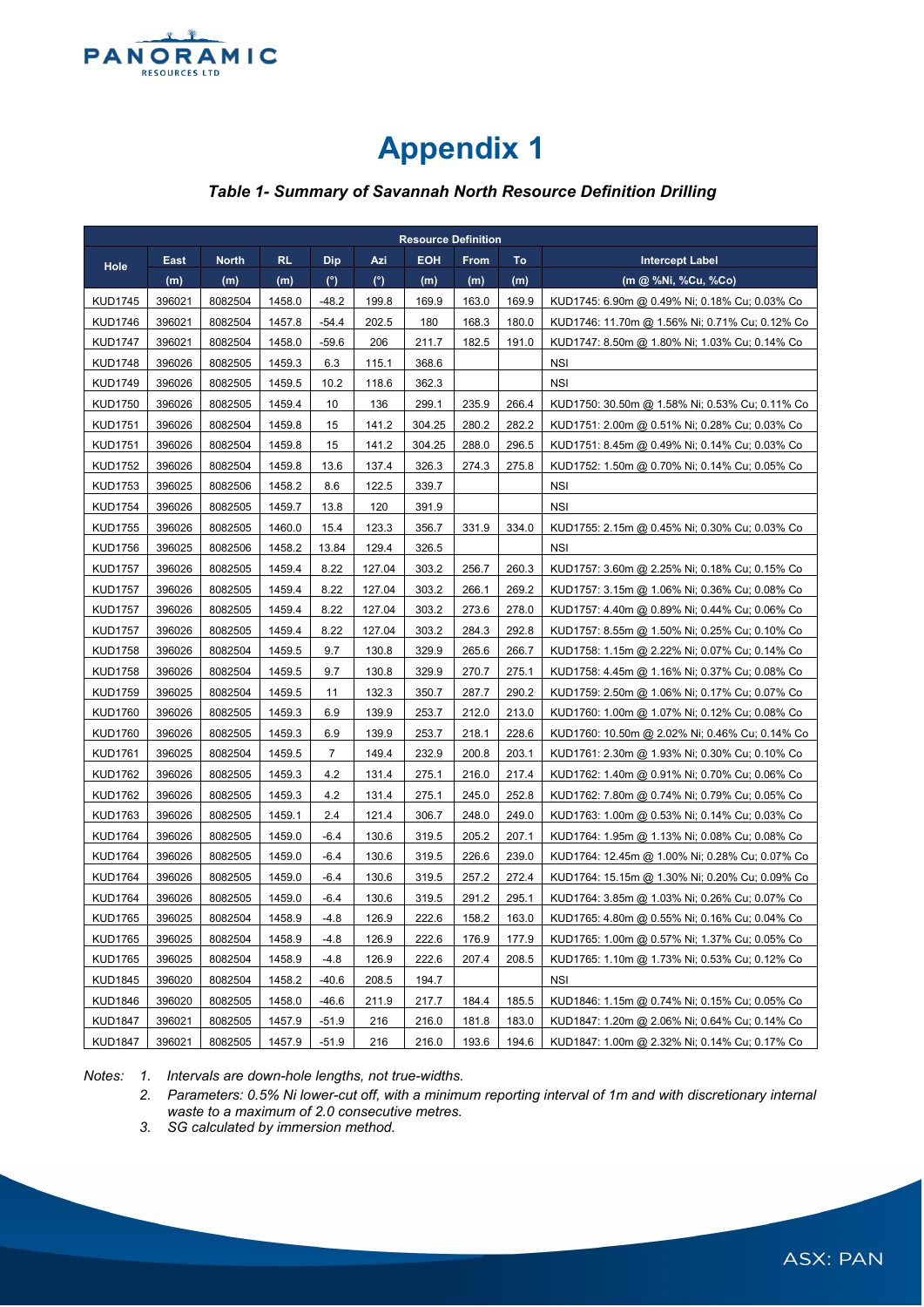# Appendix 1

### *Table 1- Summary of Savannah North Resource Definition Drilling*

| Resource Definition | | | | | | | | | | |
|---|---|---|---|---|---|---|---|---|---|---|
| Hole | East (m) | North (m) | RL (m) | Dip (°) | Azi (°) | EOH (m) | From (m) | To (m) | Intercept Label (m @ %Ni, %Cu, %Co) |
| KUD1745 | 396021 | 8082504 | 1458.0 | -48.2 | 199.8 | 169.9 | 163.0 | 169.9 | KUD1745: 6.90m @ 0.49% Ni; 0.18% Cu; 0.03% Co |
| KUD1746 | 396021 | 8082504 | 1457.8 | -54.4 | 202.5 | 180 | 168.3 | 180.0 | KUD1746: 11.70m @ 1.56% Ni; 0.71% Cu; 0.12% Co |
| KUD1747 | 396021 | 8082504 | 1458.0 | -59.6 | 206 | 211.7 | 182.5 | 191.0 | KUD1747: 8.50m @ 1.80% Ni; 1.03% Cu; 0.14% Co |
| KUD1748 | 396026 | 8082505 | 1459.3 | 6.3 | 115.1 | 368.6 | | | NSI |
| KUD1749 | 396026 | 8082505 | 1459.5 | 10.2 | 118.6 | 362.3 | | | NSI |
| KUD1750 | 396026 | 8082505 | 1459.4 | 10 | 136 | 299.1 | 235.9 | 266.4 | KUD1750: 30.50m @ 1.58% Ni; 0.53% Cu; 0.11% Co |
| KUD1751 | 396026 | 8082504 | 1459.8 | 15 | 141.2 | 304.25 | 280.2 | 282.2 | KUD1751: 2.00m @ 0.51% Ni; 0.28% Cu; 0.03% Co |
| KUD1751 | 396026 | 8082504 | 1459.8 | 15 | 141.2 | 304.25 | 288.0 | 296.5 | KUD1751: 8.45m @ 0.49% Ni; 0.14% Cu; 0.03% Co |
| KUD1752 | 396026 | 8082504 | 1459.8 | 13.6 | 137.4 | 326.3 | 274.3 | 275.8 | KUD1752: 1.50m @ 0.70% Ni; 0.14% Cu; 0.05% Co |
| KUD1753 | 396025 | 8082506 | 1458.2 | 8.6 | 122.5 | 339.7 | | | NSI |
| KUD1754 | 396026 | 8082505 | 1459.7 | 13.8 | 120 | 391.9 | | | NSI |
| KUD1755 | 396026 | 8082505 | 1460.0 | 15.4 | 123.3 | 356.7 | 331.9 | 334.0 | KUD1755: 2.15m @ 0.45% Ni; 0.30% Cu; 0.03% Co |
| KUD1756 | 396025 | 8082506 | 1458.2 | 13.84 | 129.4 | 326.5 | | | NSI |
| KUD1757 | 396026 | 8082505 | 1459.4 | 8.22 | 127.04 | 303.2 | 256.7 | 260.3 | KUD1757: 3.60m @ 2.25% Ni; 0.18% Cu; 0.15% Co |
| KUD1757 | 396026 | 8082505 | 1459.4 | 8.22 | 127.04 | 303.2 | 266.1 | 269.2 | KUD1757: 3.15m @ 1.06% Ni; 0.36% Cu; 0.08% Co |
| KUD1757 | 396026 | 8082505 | 1459.4 | 8.22 | 127.04 | 303.2 | 273.6 | 278.0 | KUD1757: 4.40m @ 0.89% Ni; 0.44% Cu; 0.06% Co |
| KUD1757 | 396026 | 8082505 | 1459.4 | 8.22 | 127.04 | 303.2 | 284.3 | 292.8 | KUD1757: 8.55m @ 1.50% Ni; 0.25% Cu; 0.10% Co |
| KUD1758 | 396026 | 8082504 | 1459.5 | 9.7 | 130.8 | 329.9 | 265.6 | 266.7 | KUD1758: 1.15m @ 2.22% Ni; 0.07% Cu; 0.14% Co |
| KUD1758 | 396026 | 8082504 | 1459.5 | 9.7 | 130.8 | 329.9 | 270.7 | 275.1 | KUD1758: 4.45m @ 1.16% Ni; 0.37% Cu; 0.08% Co |
| KUD1759 | 396025 | 8082504 | 1459.5 | 11 | 132.3 | 350.7 | 287.7 | 290.2 | KUD1759: 2.50m @ 1.06% Ni; 0.17% Cu; 0.07% Co |
| KUD1760 | 396026 | 8082505 | 1459.3 | 6.9 | 139.9 | 253.7 | 212.0 | 213.0 | KUD1760: 1.00m @ 1.07% Ni; 0.12% Cu; 0.08% Co |
| KUD1760 | 396026 | 8082505 | 1459.3 | 6.9 | 139.9 | 253.7 | 218.1 | 228.6 | KUD1760: 10.50m @ 2.02% Ni; 0.46% Cu; 0.14% Co |
| KUD1761 | 396025 | 8082504 | 1459.5 | 7 | 149.4 | 232.9 | 200.8 | 203.1 | KUD1761: 2.30m @ 1.93% Ni; 0.30% Cu; 0.10% Co |
| KUD1762 | 396026 | 8082505 | 1459.3 | 4.2 | 131.4 | 275.1 | 216.0 | 217.4 | KUD1762: 1.40m @ 0.91% Ni; 0.70% Cu; 0.06% Co |
| KUD1762 | 396026 | 8082505 | 1459.3 | 4.2 | 131.4 | 275.1 | 245.0 | 252.8 | KUD1762: 7.80m @ 0.74% Ni; 0.79% Cu; 0.05% Co |
| KUD1763 | 396026 | 8082505 | 1459.1 | 2.4 | 121.4 | 306.7 | 248.0 | 249.0 | KUD1763: 1.00m @ 0.53% Ni; 0.14% Cu; 0.03% Co |
| KUD1764 | 396026 | 8082505 | 1459.0 | -6.4 | 130.6 | 319.5 | 205.2 | 207.1 | KUD1764: 1.95m @ 1.13% Ni; 0.08% Cu; 0.08% Co |
| KUD1764 | 396026 | 8082505 | 1459.0 | -6.4 | 130.6 | 319.5 | 226.6 | 239.0 | KUD1764: 12.45m @ 1.00% Ni; 0.28% Cu; 0.07% Co |
| KUD1764 | 396026 | 8082505 | 1459.0 | -6.4 | 130.6 | 319.5 | 257.2 | 272.4 | KUD1764: 15.15m @ 1.30% Ni; 0.20% Cu; 0.09% Co |
| KUD1764 | 396026 | 8082505 | 1459.0 | -6.4 | 130.6 | 319.5 | 291.2 | 295.1 | KUD1764: 3.85m @ 1.03% Ni; 0.26% Cu; 0.07% Co |
| KUD1765 | 396025 | 8082504 | 1458.9 | -4.8 | 126.9 | 222.6 | 158.2 | 163.0 | KUD1765: 4.80m @ 0.55% Ni; 0.16% Cu; 0.04% Co |
| KUD1765 | 396025 | 8082504 | 1458.9 | -4.8 | 126.9 | 222.6 | 176.9 | 177.9 | KUD1765: 1.00m @ 0.57% Ni; 1.37% Cu; 0.05% Co |
| KUD1765 | 396025 | 8082504 | 1458.9 | -4.8 | 126.9 | 222.6 | 207.4 | 208.5 | KUD1765: 1.10m @ 1.73% Ni; 0.53% Cu; 0.12% Co |
| KUD1845 | 396020 | 8082504 | 1458.2 | -40.6 | 208.5 | 194.7 | | | NSI |
| KUD1846 | 396020 | 8082505 | 1458.0 | -46.6 | 211.9 | 217.7 | 184.4 | 185.5 | KUD1846: 1.15m @ 0.74% Ni; 0.15% Cu; 0.05% Co |
| KUD1847 | 396021 | 8082505 | 1457.9 | -51.9 | 216 | 216.0 | 181.8 | 183.0 | KUD1847: 1.20m @ 2.06% Ni; 0.64% Cu; 0.14% Co |
| KUD1847 | 396021 | 8082505 | 1457.9 | -51.9 | 216 | 216.0 | 193.6 | 194.6 | KUD1847: 1.00m @ 2.32% Ni; 0.14% Cu; 0.17% Co |

*Notes:*

1. *Intervals are down-hole lengths, not true-widths.*
2. *Parameters: 0.5% Ni lower-cut off, with a minimum reporting interval of 1m and with discretionary internal waste to a maximum of 2.0 consecutive metres.*
3. *SG calculated by immersion method.*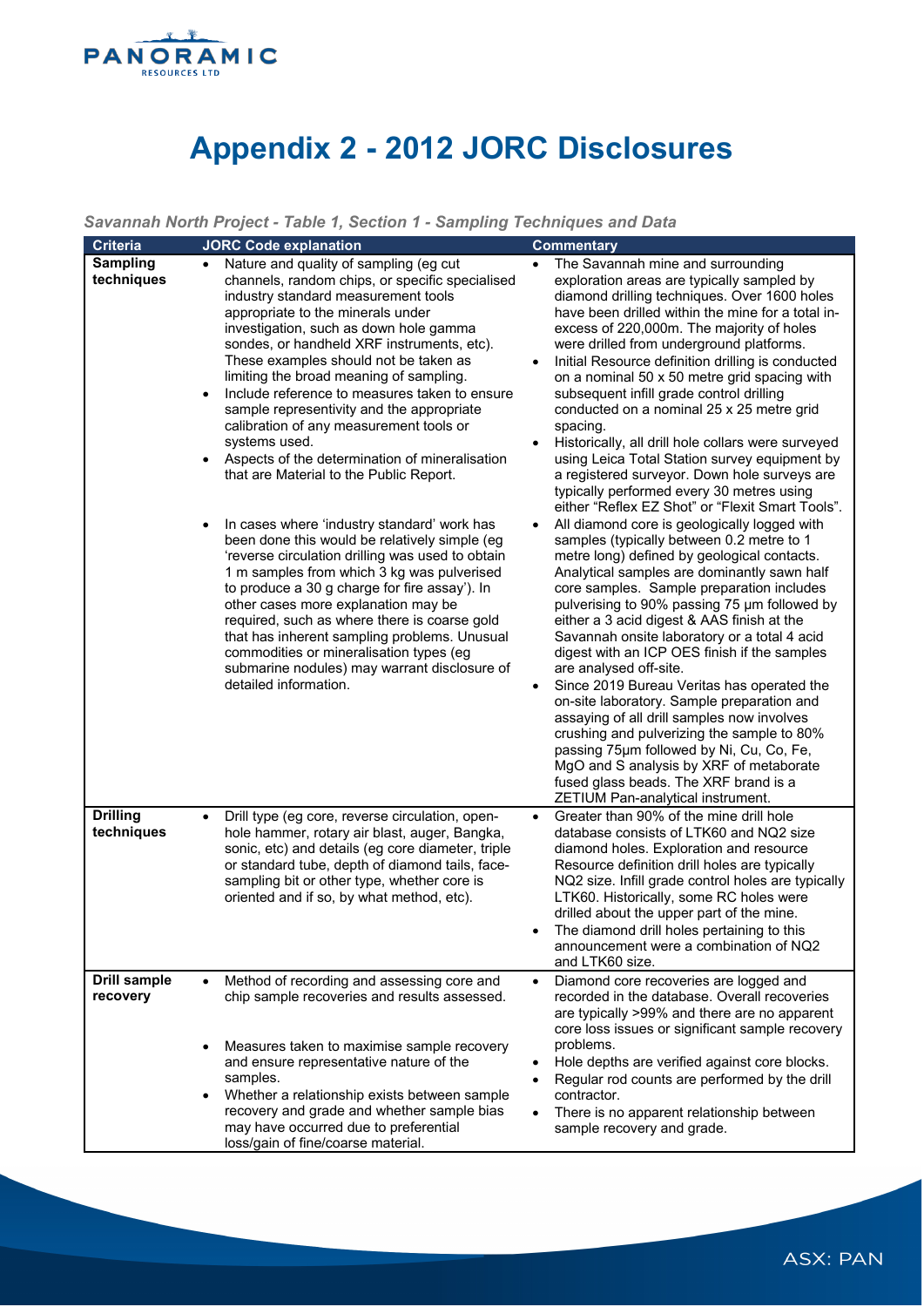# Appendix 2 - 2012 JORC Disclosures

*Savannah North Project - Table 1, Section 1 - Sampling Techniques and Data*

| Criteria | JORC Code explanation | Commentary |
|---|---|---|
| **Sampling techniques** | • Nature and quality of sampling (eg cut channels, random chips, or specific specialised industry standard measurement tools appropriate to the minerals under investigation, such as down hole gamma sondes, or handheld XRF instruments, etc). These examples should not be taken as limiting the broad meaning of sampling.<br>• Include reference to measures taken to ensure sample representivity and the appropriate calibration of any measurement tools or systems used.<br>• Aspects of the determination of mineralisation that are Material to the Public Report.<br>• In cases where 'industry standard' work has been done this would be relatively simple (eg 'reverse circulation drilling was used to obtain 1 m samples from which 3 kg was pulverised to produce a 30 g charge for fire assay'). In other cases more explanation may be required, such as where there is coarse gold that has inherent sampling problems. Unusual commodities or mineralisation types (eg submarine nodules) may warrant disclosure of detailed information. | • The Savannah mine and surrounding exploration areas are typically sampled by diamond drilling techniques. Over 1600 holes have been drilled within the mine for a total in-excess of 220,000m. The majority of holes were drilled from underground platforms.<br>• Initial Resource definition drilling is conducted on a nominal 50 x 50 metre grid spacing with subsequent infill grade control drilling conducted on a nominal 25 x 25 metre grid spacing.<br>• Historically, all drill hole collars were surveyed using Leica Total Station survey equipment by a registered surveyor. Down hole surveys are typically performed every 30 metres using either "Reflex EZ Shot" or "Flexit Smart Tools".<br>• All diamond core is geologically logged with samples (typically between 0.2 metre to 1 metre long) defined by geological contacts. Analytical samples are dominantly sawn half core samples. Sample preparation includes pulverising to 90% passing 75 µm followed by either a 3 acid digest & AAS finish at the Savannah onsite laboratory or a total 4 acid digest with an ICP OES finish if the samples are analysed off-site.<br>• Since 2019 Bureau Veritas has operated the on-site laboratory. Sample preparation and assaying of all drill samples now involves crushing and pulverizing the sample to 80% passing 75µm followed by Ni, Cu, Co, Fe, MgO and S analysis by XRF of metaborate fused glass beads. The XRF brand is a ZETIUM Pan-analytical instrument. |
| **Drilling techniques** | • Drill type (eg core, reverse circulation, open-hole hammer, rotary air blast, auger, Bangka, sonic, etc) and details (eg core diameter, triple or standard tube, depth of diamond tails, face-sampling bit or other type, whether core is oriented and if so, by what method, etc). | • Greater than 90% of the mine drill hole database consists of LTK60 and NQ2 size diamond holes. Exploration and resource Resource definition drill holes are typically NQ2 size. Infill grade control holes are typically LTK60. Historically, some RC holes were drilled about the upper part of the mine.<br>• The diamond drill holes pertaining to this announcement were a combination of NQ2 and LTK60 size. |
| **Drill sample recovery** | • Method of recording and assessing core and chip sample recoveries and results assessed.<br>• Measures taken to maximise sample recovery and ensure representative nature of the samples.<br>• Whether a relationship exists between sample recovery and grade and whether sample bias may have occurred due to preferential loss/gain of fine/coarse material. | • Diamond core recoveries are logged and recorded in the database. Overall recoveries are typically >99% and there are no apparent core loss issues or significant sample recovery problems.<br>• Hole depths are verified against core blocks.<br>• Regular rod counts are performed by the drill contractor.<br>• There is no apparent relationship between sample recovery and grade. |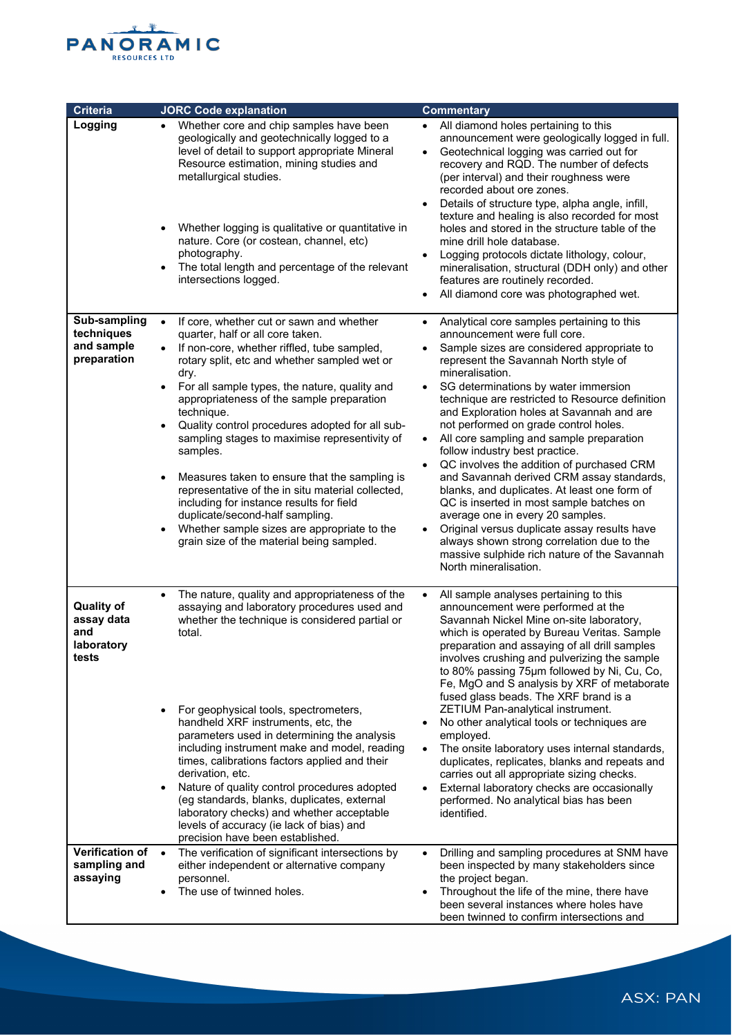| Criteria | JORC Code explanation | Commentary |
|---|---|---|
| **Logging** | • Whether core and chip samples have been geologically and geotechnically logged to a level of detail to support appropriate Mineral Resource estimation, mining studies and metallurgical studies.<br>• Whether logging is qualitative or quantitative in nature. Core (or costean, channel, etc) photography.<br>• The total length and percentage of the relevant intersections logged. | • All diamond holes pertaining to this announcement were geologically logged in full.<br>• Geotechnical logging was carried out for recovery and RQD. The number of defects (per interval) and their roughness were recorded about ore zones.<br>• Details of structure type, alpha angle, infill, texture and healing is also recorded for most holes and stored in the structure table of the mine drill hole database.<br>• Logging protocols dictate lithology, colour, mineralisation, structural (DDH only) and other features are routinely recorded.<br>• All diamond core was photographed wet. |
| **Sub-sampling techniques and sample preparation** | • If core, whether cut or sawn and whether quarter, half or all core taken.<br>• If non-core, whether riffled, tube sampled, rotary split, etc and whether sampled wet or dry.<br>• For all sample types, the nature, quality and appropriateness of the sample preparation technique.<br>• Quality control procedures adopted for all sub-sampling stages to maximise representivity of samples.<br>• Measures taken to ensure that the sampling is representative of the in situ material collected, including for instance results for field duplicate/second-half sampling.<br>• Whether sample sizes are appropriate to the grain size of the material being sampled. | • Analytical core samples pertaining to this announcement were full core.<br>• Sample sizes are considered appropriate to represent the Savannah North style of mineralisation.<br>• SG determinations by water immersion technique are restricted to Resource definition and Exploration holes at Savannah and are not performed on grade control holes.<br>• All core sampling and sample preparation follow industry best practice.<br>• QC involves the addition of purchased CRM and Savannah derived CRM assay standards, blanks, and duplicates. At least one form of QC is inserted in most sample batches on average one in every 20 samples.<br>• Original versus duplicate assay results have always shown strong correlation due to the massive sulphide rich nature of the Savannah North mineralisation. |
| **Quality of assay data and laboratory tests** | • The nature, quality and appropriateness of the assaying and laboratory procedures used and whether the technique is considered partial or total.<br>• For geophysical tools, spectrometers, handheld XRF instruments, etc, the parameters used in determining the analysis including instrument make and model, reading times, calibrations factors applied and their derivation, etc.<br>• Nature of quality control procedures adopted (eg standards, blanks, duplicates, external laboratory checks) and whether acceptable levels of accuracy (ie lack of bias) and precision have been established. | • All sample analyses pertaining to this announcement were performed at the Savannah Nickel Mine on-site laboratory, which is operated by Bureau Veritas. Sample preparation and assaying of all drill samples involves crushing and pulverizing the sample to 80% passing 75µm followed by Ni, Cu, Co, Fe, MgO and S analysis by XRF of metaborate fused glass beads. The XRF brand is a ZETIUM Pan-analytical instrument.<br>• No other analytical tools or techniques are employed.<br>• The onsite laboratory uses internal standards, duplicates, replicates, blanks and repeats and carries out all appropriate sizing checks.<br>• External laboratory checks are occasionally performed. No analytical bias has been identified. |
| **Verification of sampling and assaying** | • The verification of significant intersections by either independent or alternative company personnel.<br>• The use of twinned holes. | • Drilling and sampling procedures at SNM have been inspected by many stakeholders since the project began.<br>• Throughout the life of the mine, there have been several instances where holes have been twinned to confirm intersections and |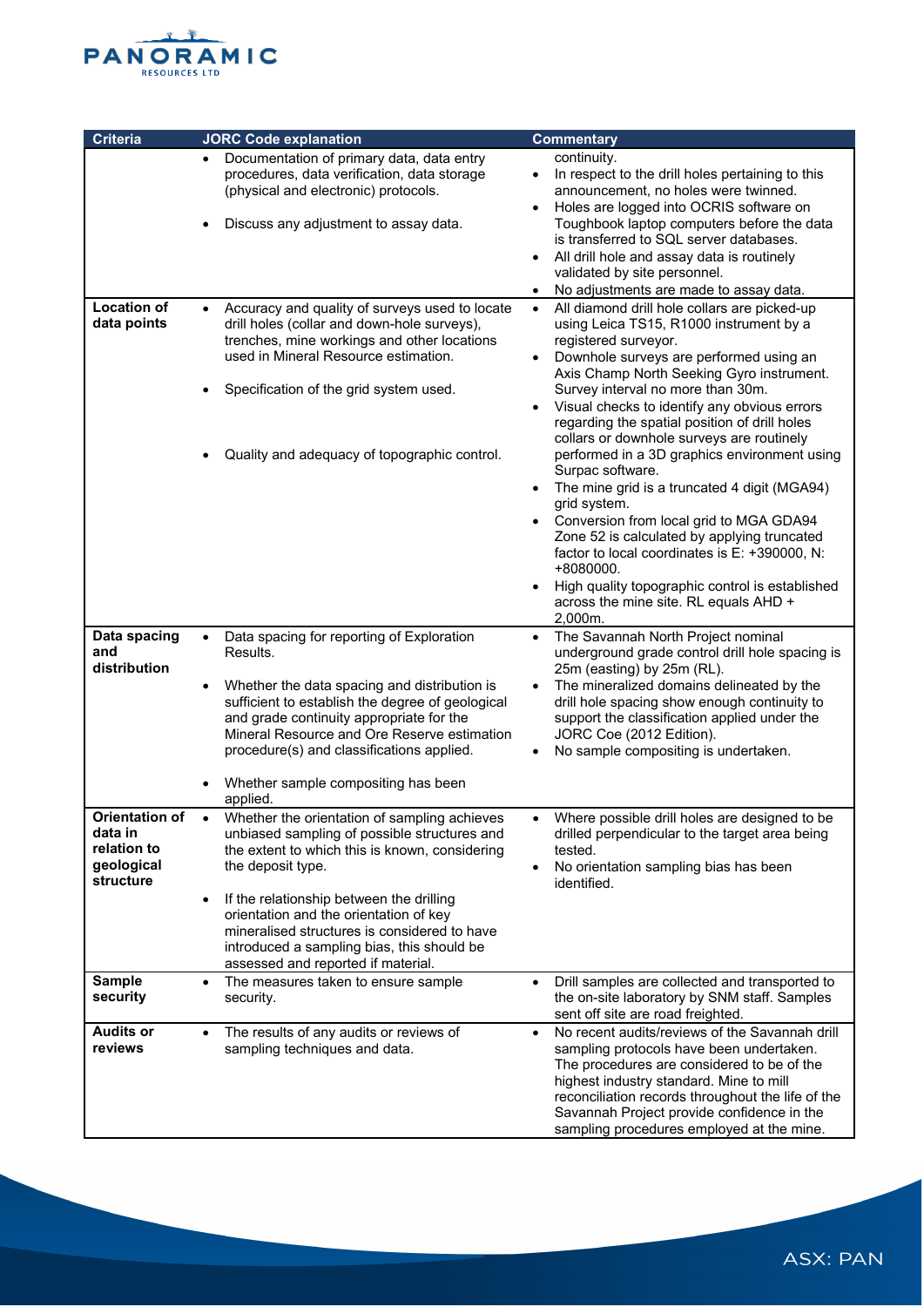| Criteria | JORC Code explanation | Commentary |
|---|---|---|
| | • Documentation of primary data, data entry procedures, data verification, data storage (physical and electronic) protocols.<br>• Discuss any adjustment to assay data. | continuity.<br>• In respect to the drill holes pertaining to this announcement, no holes were twinned.<br>• Holes are logged into OCRIS software on Toughbook laptop computers before the data is transferred to SQL server databases.<br>• All drill hole and assay data is routinely validated by site personnel.<br>• No adjustments are made to assay data. |
| **Location of data points** | • Accuracy and quality of surveys used to locate drill holes (collar and down-hole surveys), trenches, mine workings and other locations used in Mineral Resource estimation.<br>• Specification of the grid system used.<br>• Quality and adequacy of topographic control. | • All diamond drill hole collars are picked-up using Leica TS15, R1000 instrument by a registered surveyor.<br>• Downhole surveys are performed using an Axis Champ North Seeking Gyro instrument. Survey interval no more than 30m.<br>• Visual checks to identify any obvious errors regarding the spatial position of drill holes collars or downhole surveys are routinely performed in a 3D graphics environment using Surpac software.<br>• The mine grid is a truncated 4 digit (MGA94) grid system.<br>• Conversion from local grid to MGA GDA94 Zone 52 is calculated by applying truncated factor to local coordinates is E: +390000, N: +8080000.<br>• High quality topographic control is established across the mine site. RL equals AHD + 2,000m. |
| **Data spacing and distribution** | • Data spacing for reporting of Exploration Results.<br>• Whether the data spacing and distribution is sufficient to establish the degree of geological and grade continuity appropriate for the Mineral Resource and Ore Reserve estimation procedure(s) and classifications applied.<br>• Whether sample compositing has been applied. | • The Savannah North Project nominal underground grade control drill hole spacing is 25m (easting) by 25m (RL).<br>• The mineralized domains delineated by the drill hole spacing show enough continuity to support the classification applied under the JORC Coe (2012 Edition).<br>• No sample compositing is undertaken. |
| **Orientation of data in relation to geological structure** | • Whether the orientation of sampling achieves unbiased sampling of possible structures and the extent to which this is known, considering the deposit type.<br>• If the relationship between the drilling orientation and the orientation of key mineralised structures is considered to have introduced a sampling bias, this should be assessed and reported if material. | • Where possible drill holes are designed to be drilled perpendicular to the target area being tested.<br>• No orientation sampling bias has been identified. |
| **Sample security** | • The measures taken to ensure sample security. | • Drill samples are collected and transported to the on-site laboratory by SNM staff. Samples sent off site are road freighted. |
| **Audits or reviews** | • The results of any audits or reviews of sampling techniques and data. | • No recent audits/reviews of the Savannah drill sampling protocols have been undertaken. The procedures are considered to be of the highest industry standard. Mine to mill reconciliation records throughout the life of the Savannah Project provide confidence in the sampling procedures employed at the mine. |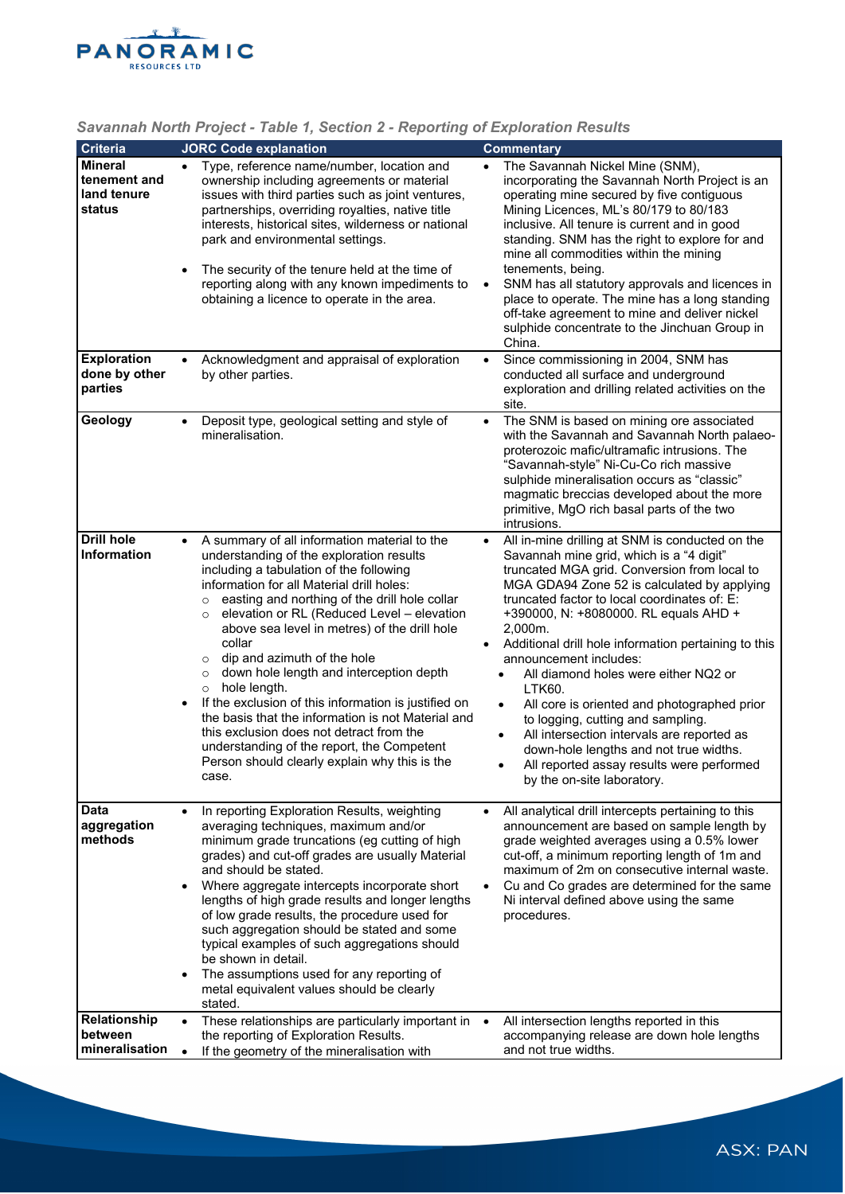*Savannah North Project - Table 1, Section 2 - Reporting of Exploration Results*

| Criteria | JORC Code explanation | Commentary |
|---|---|---|
| **Mineral tenement and land tenure status** | • Type, reference name/number, location and ownership including agreements or material issues with third parties such as joint ventures, partnerships, overriding royalties, native title interests, historical sites, wilderness or national park and environmental settings.<br>• The security of the tenure held at the time of reporting along with any known impediments to obtaining a licence to operate in the area. | • The Savannah Nickel Mine (SNM), incorporating the Savannah North Project is an operating mine secured by five contiguous Mining Licences, ML's 80/179 to 80/183 inclusive. All tenure is current and in good standing. SNM has the right to explore for and mine all commodities within the mining tenements, being.<br>• SNM has all statutory approvals and licences in place to operate. The mine has a long standing off-take agreement to mine and deliver nickel sulphide concentrate to the Jinchuan Group in China. |
| **Exploration done by other parties** | • Acknowledgment and appraisal of exploration by other parties. | • Since commissioning in 2004, SNM has conducted all surface and underground exploration and drilling related activities on the site. |
| **Geology** | • Deposit type, geological setting and style of mineralisation. | • The SNM is based on mining ore associated with the Savannah and Savannah North palaeo-proterozoic mafic/ultramafic intrusions. The "Savannah-style" Ni-Cu-Co rich massive sulphide mineralisation occurs as "classic" magmatic breccias developed about the more primitive, MgO rich basal parts of the two intrusions. |
| **Drill hole Information** | • A summary of all information material to the understanding of the exploration results including a tabulation of the following information for all Material drill holes:<br>○ easting and northing of the drill hole collar<br>○ elevation or RL (Reduced Level – elevation above sea level in metres) of the drill hole collar<br>○ dip and azimuth of the hole<br>○ down hole length and interception depth<br>○ hole length.<br>• If the exclusion of this information is justified on the basis that the information is not Material and this exclusion does not detract from the understanding of the report, the Competent Person should clearly explain why this is the case. | • All in-mine drilling at SNM is conducted on the Savannah mine grid, which is a "4 digit" truncated MGA grid. Conversion from local to MGA GDA94 Zone 52 is calculated by applying truncated factor to local coordinates of: E: +390000, N: +8080000. RL equals AHD + 2,000m.<br>• Additional drill hole information pertaining to this announcement includes:<br>• All diamond holes were either NQ2 or LTK60.<br>• All core is oriented and photographed prior to logging, cutting and sampling.<br>• All intersection intervals are reported as down-hole lengths and not true widths.<br>• All reported assay results were performed by the on-site laboratory. |
| **Data aggregation methods** | • In reporting Exploration Results, weighting averaging techniques, maximum and/or minimum grade truncations (eg cutting of high grades) and cut-off grades are usually Material and should be stated.<br>• Where aggregate intercepts incorporate short lengths of high grade results and longer lengths of low grade results, the procedure used for such aggregation should be stated and some typical examples of such aggregations should be shown in detail.<br>• The assumptions used for any reporting of metal equivalent values should be clearly stated. | • All analytical drill intercepts pertaining to this announcement are based on sample length by grade weighted averages using a 0.5% lower cut-off, a minimum reporting length of 1m and maximum of 2m on consecutive internal waste.<br>• Cu and Co grades are determined for the same Ni interval defined above using the same procedures. |
| **Relationship between mineralisation** | • These relationships are particularly important in the reporting of Exploration Results.<br>• If the geometry of the mineralisation with | • All intersection lengths reported in this accompanying release are down hole lengths and not true widths. |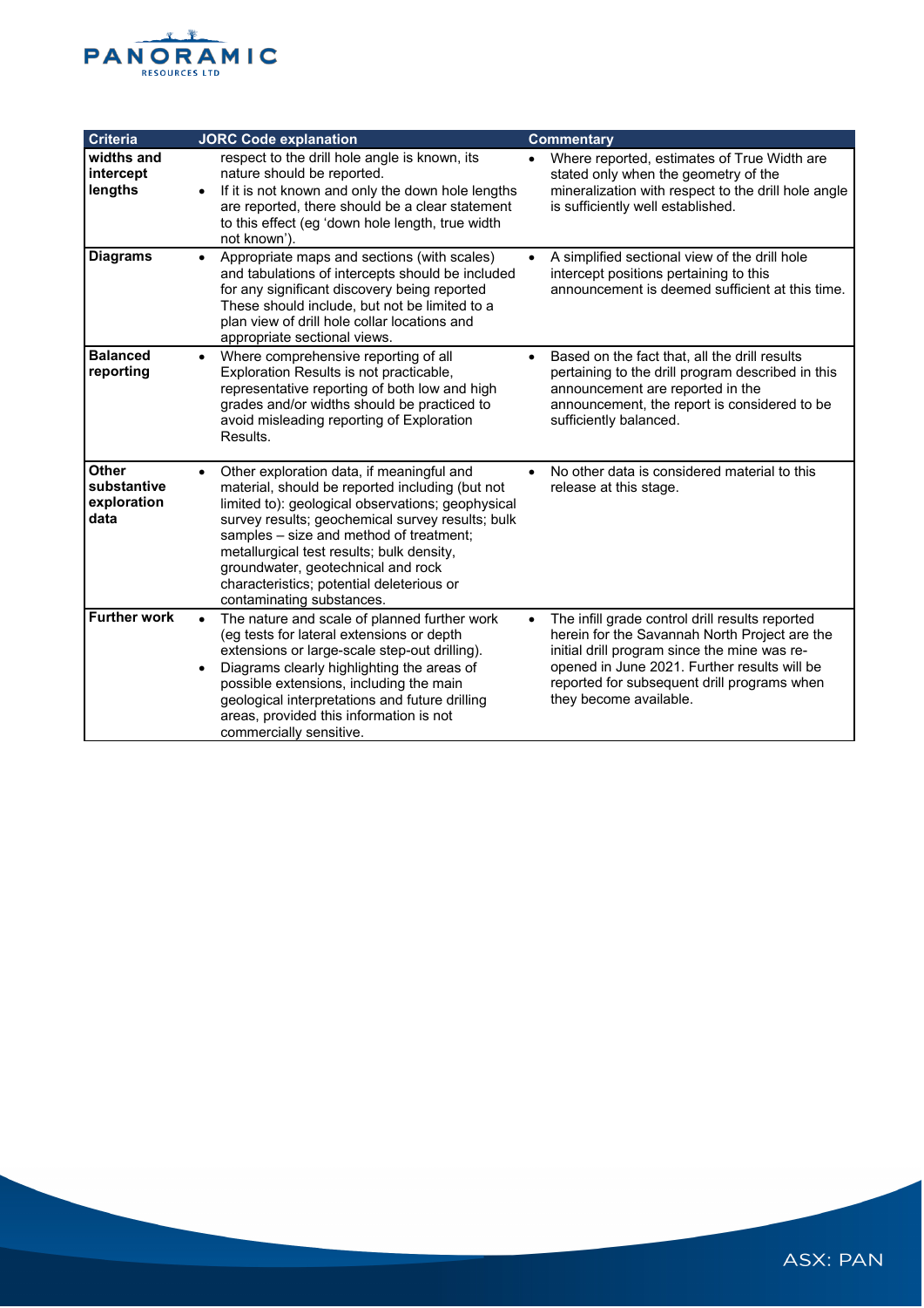| Criteria | JORC Code explanation | Commentary |
|---|---|---|
| widths and intercept lengths | respect to the drill hole angle is known, its nature should be reported.<br>• If it is not known and only the down hole lengths are reported, there should be a clear statement to this effect (eg 'down hole length, true width not known'). | • Where reported, estimates of True Width are stated only when the geometry of the mineralization with respect to the drill hole angle is sufficiently well established. |
| Diagrams | • Appropriate maps and sections (with scales) and tabulations of intercepts should be included for any significant discovery being reported These should include, but not be limited to a plan view of drill hole collar locations and appropriate sectional views. | • A simplified sectional view of the drill hole intercept positions pertaining to this announcement is deemed sufficient at this time. |
| Balanced reporting | • Where comprehensive reporting of all Exploration Results is not practicable, representative reporting of both low and high grades and/or widths should be practiced to avoid misleading reporting of Exploration Results. | • Based on the fact that, all the drill results pertaining to the drill program described in this announcement are reported in the announcement, the report is considered to be sufficiently balanced. |
| Other substantive exploration data | • Other exploration data, if meaningful and material, should be reported including (but not limited to): geological observations; geophysical survey results; geochemical survey results; bulk samples – size and method of treatment; metallurgical test results; bulk density, groundwater, geotechnical and rock characteristics; potential deleterious or contaminating substances. | • No other data is considered material to this release at this stage. |
| Further work | • The nature and scale of planned further work (eg tests for lateral extensions or depth extensions or large-scale step-out drilling).<br>• Diagrams clearly highlighting the areas of possible extensions, including the main geological interpretations and future drilling areas, provided this information is not commercially sensitive. | • The infill grade control drill results reported herein for the Savannah North Project are the initial drill program since the mine was re-opened in June 2021. Further results will be reported for subsequent drill programs when they become available. |